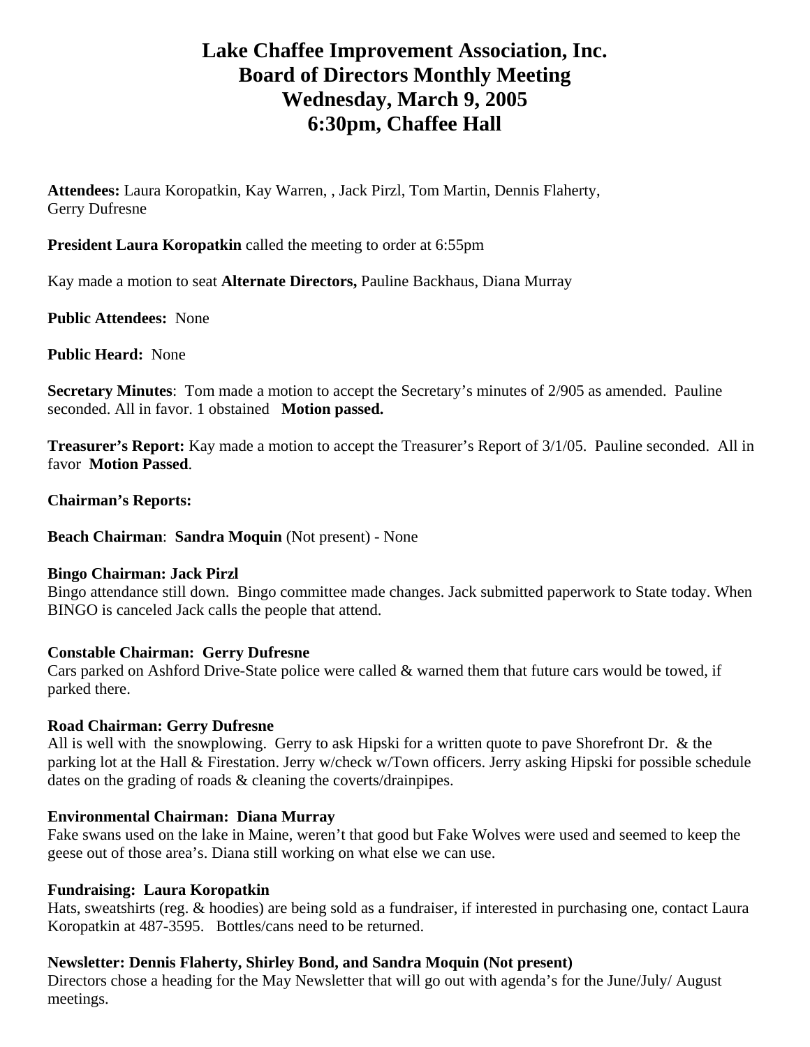# Lake Chaffee Improvement Association, Inc.
# Board of Directors Monthly Meeting
# Wednesday, March 9, 2005
# 6:30pm, Chaffee Hall

**Attendees:** Laura Koropatkin, Kay Warren, , Jack Pirzl, Tom Martin, Dennis Flaherty, Gerry Dufresne

**President Laura Koropatkin** called the meeting to order at 6:55pm

Kay made a motion to seat **Alternate Directors,** Pauline Backhaus, Diana Murray

**Public Attendees:** None

**Public Heard:** None

**Secretary Minutes**: Tom made a motion to accept the Secretary's minutes of 2/905 as amended. Pauline seconded. All in favor. 1 obstained **Motion passed.**

**Treasurer's Report:** Kay made a motion to accept the Treasurer's Report of 3/1/05. Pauline seconded. All in favor **Motion Passed**.

**Chairman's Reports:**

**Beach Chairman**: **Sandra Moquin** (Not present) - None

**Bingo Chairman: Jack Pirzl**
Bingo attendance still down. Bingo committee made changes. Jack submitted paperwork to State today. When BINGO is canceled Jack calls the people that attend.

**Constable Chairman: Gerry Dufresne**
Cars parked on Ashford Drive-State police were called & warned them that future cars would be towed, if parked there.

**Road Chairman: Gerry Dufresne**
All is well with the snowplowing. Gerry to ask Hipski for a written quote to pave Shorefront Dr. & the parking lot at the Hall & Firestation. Jerry w/check w/Town officers. Jerry asking Hipski for possible schedule dates on the grading of roads & cleaning the coverts/drainpipes.

**Environmental Chairman: Diana Murray**
Fake swans used on the lake in Maine, weren't that good but Fake Wolves were used and seemed to keep the geese out of those area's. Diana still working on what else we can use.

**Fundraising: Laura Koropatkin**
Hats, sweatshirts (reg. & hoodies) are being sold as a fundraiser, if interested in purchasing one, contact Laura Koropatkin at 487-3595. Bottles/cans need to be returned.

**Newsletter: Dennis Flaherty, Shirley Bond, and Sandra Moquin (Not present)**
Directors chose a heading for the May Newsletter that will go out with agenda's for the June/July/ August meetings.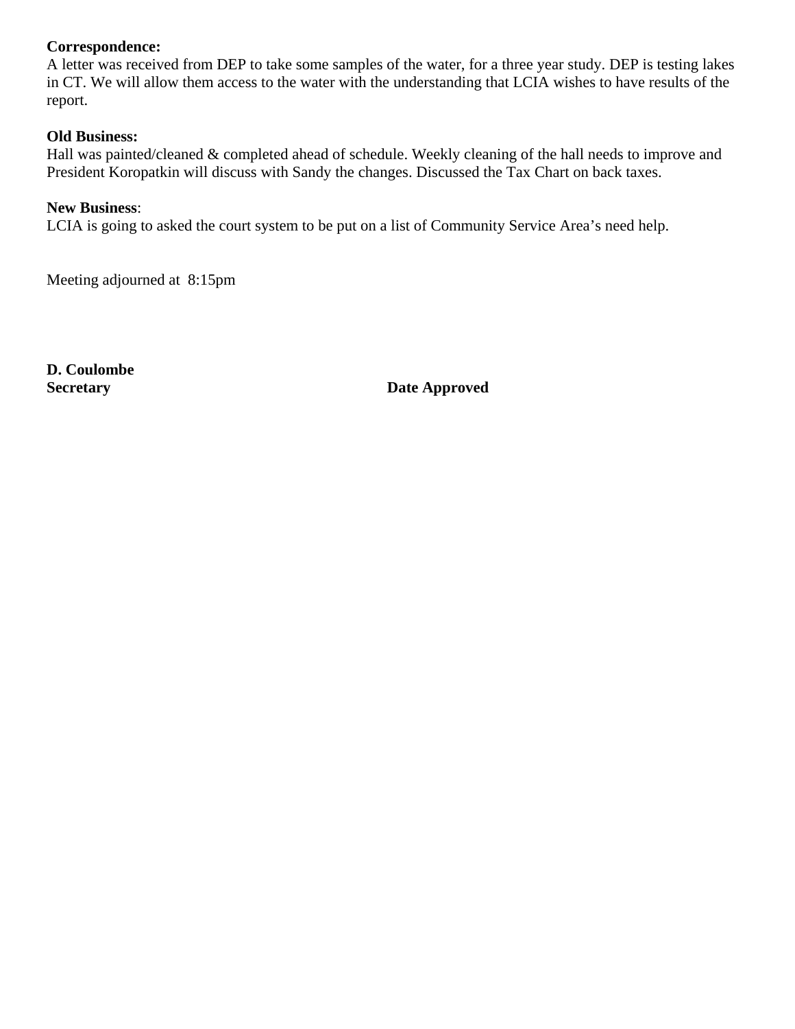**Correspondence:**
A letter was received from DEP to take some samples of the water, for a three year study. DEP is testing lakes in CT. We will allow them access to the water with the understanding that LCIA wishes to have results of the report.

**Old Business:**
Hall was painted/cleaned & completed ahead of schedule. Weekly cleaning of the hall needs to improve and President Koropatkin will discuss with Sandy the changes. Discussed the Tax Chart on back taxes.

**New Business**:
LCIA is going to asked the court system to be put on a list of Community Service Area's need help.

Meeting adjourned at 8:15pm

**D. Coulombe**
**Secretary** **Date Approved**